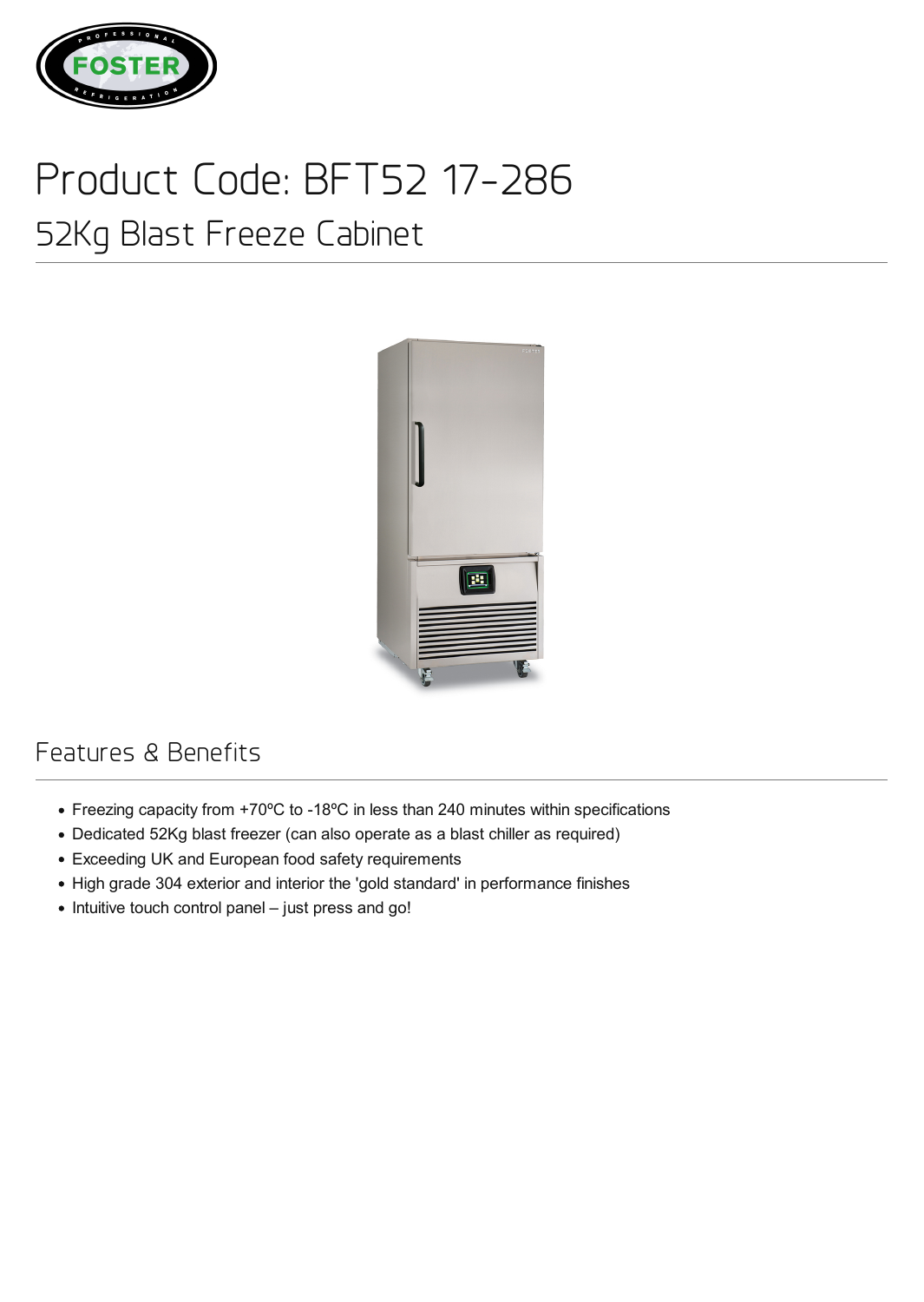# Product Code: BFT52 17-286

## 52Kg Blast Freeze Cabinet

## Features & Benefits

- Freezing capacity from +70ºC to -18ºC in less than 240 minutes within specifications
- Dedicated 52Kg blast freezer (can also operate as a blast chiller as required)
- Exceeding UK and European food safety requirements
- High grade 304 exterior and interior the 'gold standard' in performance finishes
- Intuitive touch control panel – just press and go!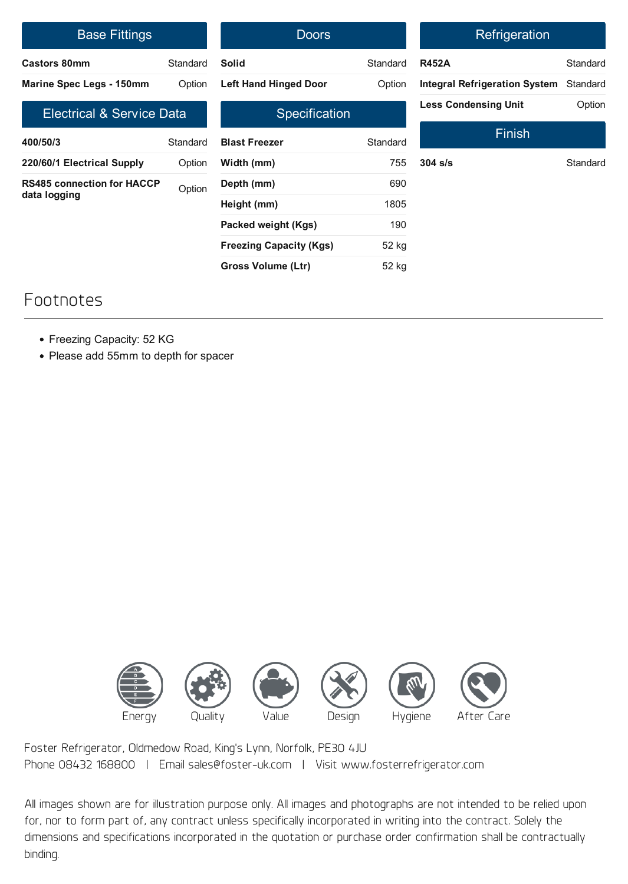## Base Fittings

| | |
|---|---|
| **Castors 80mm** | Standard |
| **Marine Spec Legs - 150mm** | Option |

## Electrical & Service Data

| | |
|---|---|
| **400/50/3** | Standard |
| **220/60/1 Electrical Supply** | Option |
| **RS485 connection for HACCP data logging** | Option |

## Doors

| | |
|---|---|
| **Solid** | Standard |
| **Left Hand Hinged Door** | Option |

## Specification

| | |
|---|---|
| **Blast Freezer** | Standard |
| **Width (mm)** | 755 |
| **Depth (mm)** | 690 |
| **Height (mm)** | 1805 |
| **Packed weight (Kgs)** | 190 |
| **Freezing Capacity (Kgs)** | 52 kg |
| **Gross Volume (Ltr)** | 52 kg |

## Refrigeration

| | |
|---|---|
| **R452A** | Standard |
| **Integral Refrigeration System** | Standard |
| **Less Condensing Unit** | Option |

## Finish

| | |
|---|---|
| **304 s/s** | Standard |

# Footnotes

- Freezing Capacity: 52 KG
- Please add 55mm to depth for spacer

Energy Quality Value Design Hygiene After Care

Foster Refrigerator, Oldmedow Road, King's Lynn, Norfolk, PE30 4JU
Phone 08432 168800 | Email sales@foster-uk.com | Visit www.fosterrefrigerator.com

All images shown are for illustration purpose only. All images and photographs are not intended to be relied upon for, nor to form part of, any contract unless specifically incorporated in writing into the contract. Solely the dimensions and specifications incorporated in the quotation or purchase order confirmation shall be contractually binding.